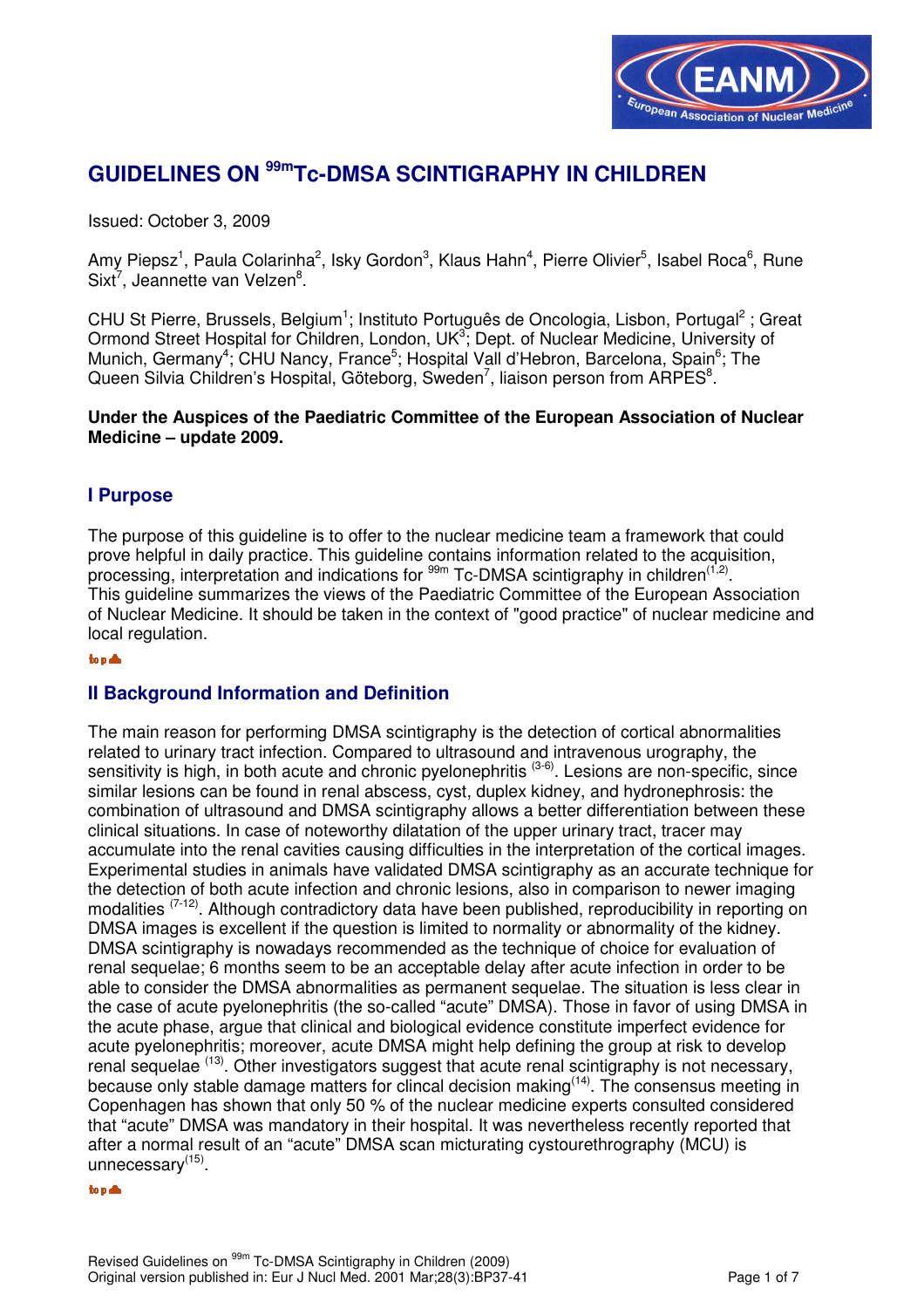# GUIDELINES ON $^{99m}$Tc-DMSA SCINTIGRAPHY IN CHILDREN

Issued: October 3, 2009

Amy Piepsz[1], Paula Colarinha[2], Isky Gordon[3], Klaus Hahn[4], Pierre Olivier[5], Isabel Roca[6], Rune Sixt[7], Jeannette van Velzen[8].

CHU St Pierre, Brussels, Belgium[1]; Instituto Português de Oncologia, Lisbon, Portugal[2] ; Great Ormond Street Hospital for Children, London, UK[3]; Dept. of Nuclear Medicine, University of Munich, Germany[4]; CHU Nancy, France[5]; Hospital Vall d'Hebron, Barcelona, Spain[6]; The Queen Silvia Children's Hospital, Göteborg, Sweden[7], liaison person from ARPES[8].

**Under the Auspices of the Paediatric Committee of the European Association of Nuclear Medicine – update 2009.**

## I Purpose

The purpose of this guideline is to offer to the nuclear medicine team a framework that could prove helpful in daily practice. This guideline contains information related to the acquisition, processing, interpretation and indications for $^{99m}$ Tc-DMSA scintigraphy in children[1,2].
This guideline summarizes the views of the Paediatric Committee of the European Association of Nuclear Medicine. It should be taken in the context of "good practice" of nuclear medicine and local regulation.

## II Background Information and Definition

The main reason for performing DMSA scintigraphy is the detection of cortical abnormalities related to urinary tract infection. Compared to ultrasound and intravenous urography, the sensitivity is high, in both acute and chronic pyelonephritis [3-6]. Lesions are non-specific, since similar lesions can be found in renal abscess, cyst, duplex kidney, and hydronephrosis: the combination of ultrasound and DMSA scintigraphy allows a better differentiation between these clinical situations. In case of noteworthy dilatation of the upper urinary tract, tracer may accumulate into the renal cavities causing difficulties in the interpretation of the cortical images. Experimental studies in animals have validated DMSA scintigraphy as an accurate technique for the detection of both acute infection and chronic lesions, also in comparison to newer imaging modalities [7-12]. Although contradictory data have been published, reproducibility in reporting on DMSA images is excellent if the question is limited to normality or abnormality of the kidney. DMSA scintigraphy is nowadays recommended as the technique of choice for evaluation of renal sequelae; 6 months seem to be an acceptable delay after acute infection in order to be able to consider the DMSA abnormalities as permanent sequelae. The situation is less clear in the case of acute pyelonephritis (the so-called "acute" DMSA). Those in favor of using DMSA in the acute phase, argue that clinical and biological evidence constitute imperfect evidence for acute pyelonephritis; moreover, acute DMSA might help defining the group at risk to develop renal sequelae [13]. Other investigators suggest that acute renal scintigraphy is not necessary, because only stable damage matters for clincal decision making[14]. The consensus meeting in Copenhagen has shown that only 50 % of the nuclear medicine experts consulted considered that "acute" DMSA was mandatory in their hospital. It was nevertheless recently reported that after a normal result of an "acute" DMSA scan micturating cystourethrography (MCU) is unnecessary[15].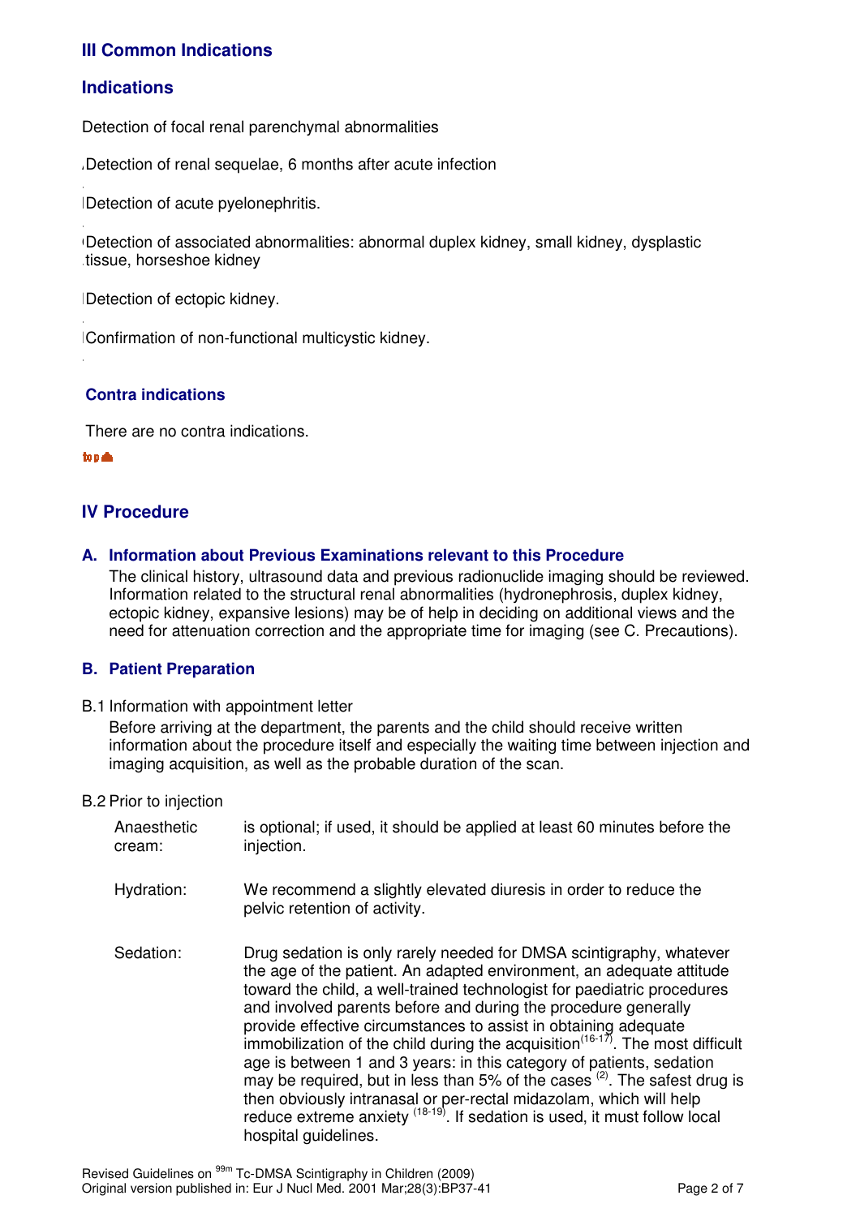## III Common Indications

### Indications

Detection of focal renal parenchymal abnormalities

Detection of renal sequelae, 6 months after acute infection

Detection of acute pyelonephritis.

Detection of associated abnormalities: abnormal duplex kidney, small kidney, dysplastic tissue, horseshoe kidney

Detection of ectopic kidney.

Confirmation of non-functional multicystic kidney.

### Contra indications

There are no contra indications.

## IV Procedure

### A. Information about Previous Examinations relevant to this Procedure

The clinical history, ultrasound data and previous radionuclide imaging should be reviewed. Information related to the structural renal abnormalities (hydronephrosis, duplex kidney, ectopic kidney, expansive lesions) may be of help in deciding on additional views and the need for attenuation correction and the appropriate time for imaging (see C. Precautions).

### B. Patient Preparation

B.1 Information with appointment letter

Before arriving at the department, the parents and the child should receive written information about the procedure itself and especially the waiting time between injection and imaging acquisition, as well as the probable duration of the scan.

B.2 Prior to injection

Anaesthetic cream: is optional; if used, it should be applied at least 60 minutes before the injection.

Hydration: We recommend a slightly elevated diuresis in order to reduce the pelvic retention of activity.

Sedation: Drug sedation is only rarely needed for DMSA scintigraphy, whatever the age of the patient. An adapted environment, an adequate attitude toward the child, a well-trained technologist for paediatric procedures and involved parents before and during the procedure generally provide effective circumstances to assist in obtaining adequate immobilization of the child during the acquisition[16-17]. The most difficult age is between 1 and 3 years: in this category of patients, sedation may be required, but in less than 5% of the cases [2]. The safest drug is then obviously intranasal or per-rectal midazolam, which will help reduce extreme anxiety [18-19]. If sedation is used, it must follow local hospital guidelines.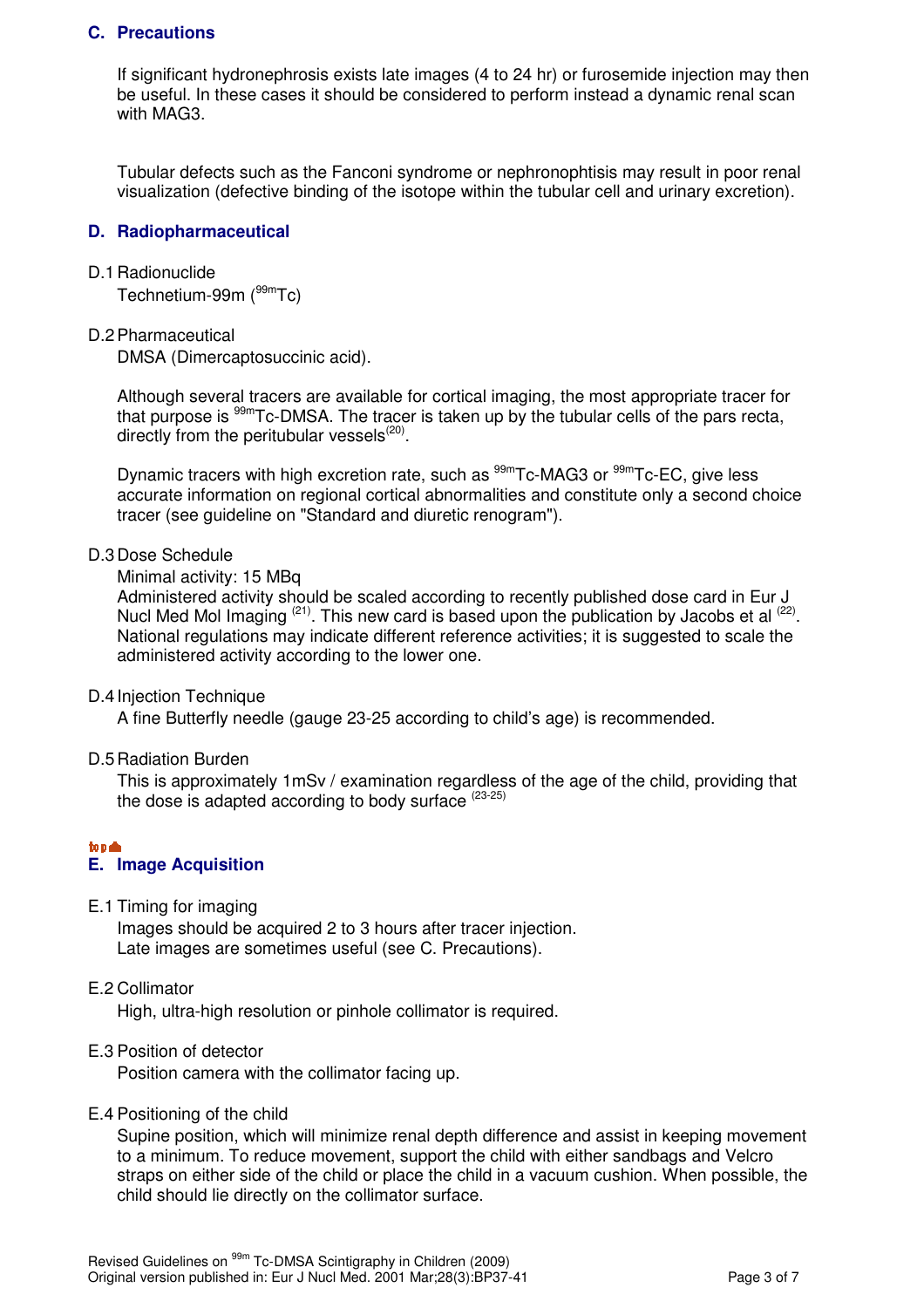## C. Precautions

If significant hydronephrosis exists late images (4 to 24 hr) or furosemide injection may then be useful. In these cases it should be considered to perform instead a dynamic renal scan with MAG3.

Tubular defects such as the Fanconi syndrome or nephronophtisis may result in poor renal visualization (defective binding of the isotope within the tubular cell and urinary excretion).

## D. Radiopharmaceutical

D.1 Radionuclide

Technetium-99m ($^{99m}$Tc)

D.2 Pharmaceutical

DMSA (Dimercaptosuccinic acid).

Although several tracers are available for cortical imaging, the most appropriate tracer for that purpose is $^{99m}$Tc-DMSA. The tracer is taken up by the tubular cells of the pars recta, directly from the peritubular vessels[20].

Dynamic tracers with high excretion rate, such as $^{99m}$Tc-MAG3 or $^{99m}$Tc-EC, give less accurate information on regional cortical abnormalities and constitute only a second choice tracer (see guideline on "Standard and diuretic renogram").

D.3 Dose Schedule

Minimal activity: 15 MBq

Administered activity should be scaled according to recently published dose card in Eur J Nucl Med Mol Imaging [21]. This new card is based upon the publication by Jacobs et al [22]. National regulations may indicate different reference activities; it is suggested to scale the administered activity according to the lower one.

D.4 Injection Technique

A fine Butterfly needle (gauge 23-25 according to child's age) is recommended.

D.5 Radiation Burden

This is approximately 1mSv / examination regardless of the age of the child, providing that the dose is adapted according to body surface [23-25]

## E. Image Acquisition

E.1 Timing for imaging

Images should be acquired 2 to 3 hours after tracer injection.
Late images are sometimes useful (see C. Precautions).

E.2 Collimator

High, ultra-high resolution or pinhole collimator is required.

E.3 Position of detector

Position camera with the collimator facing up.

E.4 Positioning of the child

Supine position, which will minimize renal depth difference and assist in keeping movement to a minimum. To reduce movement, support the child with either sandbags and Velcro straps on either side of the child or place the child in a vacuum cushion. When possible, the child should lie directly on the collimator surface.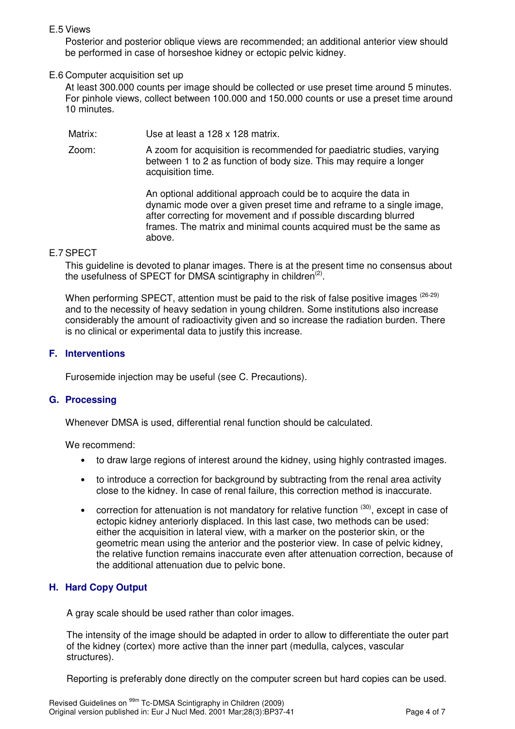E.5 Views

Posterior and posterior oblique views are recommended; an additional anterior view should be performed in case of horseshoe kidney or ectopic pelvic kidney.

E.6 Computer acquisition set up

At least 300.000 counts per image should be collected or use preset time around 5 minutes. For pinhole views, collect between 100.000 and 150.000 counts or use a preset time around 10 minutes.

| | |
|---|---|
| Matrix: | Use at least a 128 x 128 matrix. |
| Zoom: | A zoom for acquisition is recommended for paediatric studies, varying between 1 to 2 as function of body size. This may require a longer acquisition time.<br><br>An optional additional approach could be to acquire the data in dynamic mode over a given preset time and reframe to a single image, after correcting for movement and ıf possıble dıscardıng blurred frames. The matrix and minimal counts acquired must be the same as above. |

E.7 SPECT

This guideline is devoted to planar images. There is at the present time no consensus about the usefulness of SPECT for DMSA scintigraphy in children[2].

When performing SPECT, attention must be paid to the risk of false positive images [26-29] and to the necessity of heavy sedation in young children. Some institutions also increase considerably the amount of radioactivity given and so increase the radiation burden. There is no clinical or experimental data to justify this increase.

## F. Interventions

Furosemide injection may be useful (see C. Precautions).

## G. Processing

Whenever DMSA is used, differential renal function should be calculated.

We recommend:

- to draw large regions of interest around the kidney, using highly contrasted images.
- to introduce a correction for background by subtracting from the renal area activity close to the kidney. In case of renal failure, this correction method is inaccurate.
- correction for attenuation is not mandatory for relative function [30], except in case of ectopic kidney anteriorly displaced. In this last case, two methods can be used: either the acquisition in lateral view, with a marker on the posterior skin, or the geometric mean using the anterior and the posterior view. In case of pelvic kidney, the relative function remains inaccurate even after attenuation correction, because of the additional attenuation due to pelvic bone.

## H. Hard Copy Output

A gray scale should be used rather than color images.

The intensity of the image should be adapted in order to allow to differentiate the outer part of the kidney (cortex) more active than the inner part (medulla, calyces, vascular structures).

Reporting is preferably done directly on the computer screen but hard copies can be used.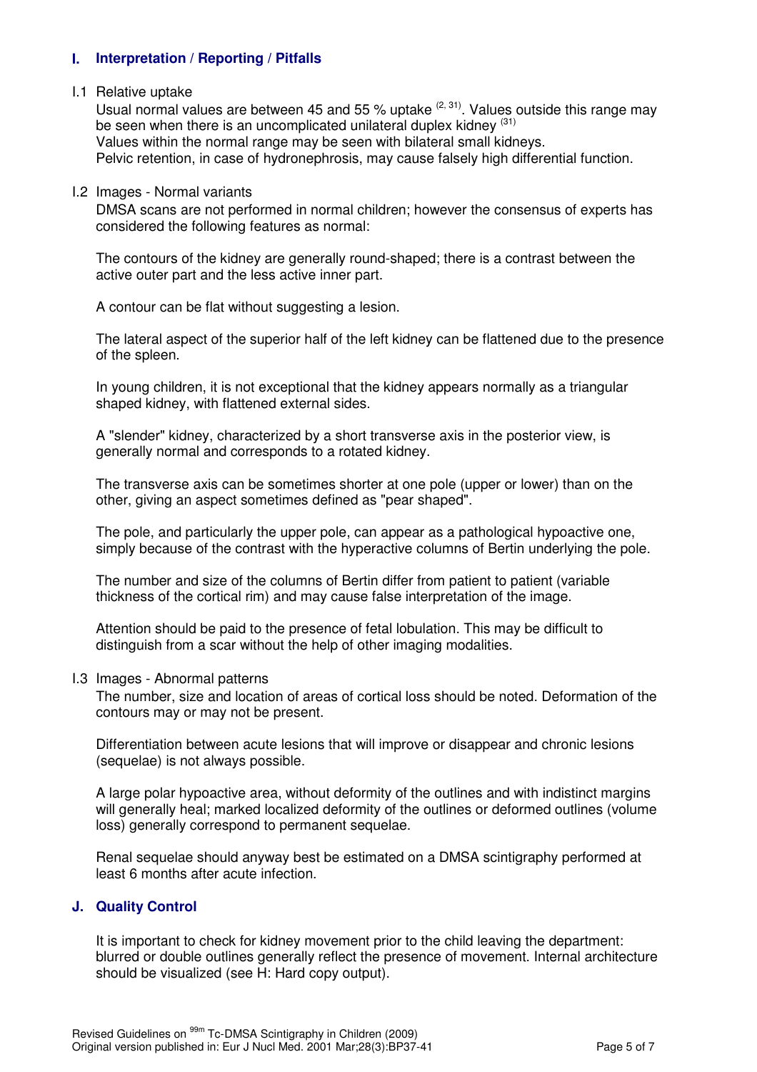## I. Interpretation / Reporting / Pitfalls

### I.1 Relative uptake

Usual normal values are between 45 and 55 % uptake [2, 31]. Values outside this range may be seen when there is an uncomplicated unilateral duplex kidney [31]
Values within the normal range may be seen with bilateral small kidneys.
Pelvic retention, in case of hydronephrosis, may cause falsely high differential function.

### I.2 Images - Normal variants

DMSA scans are not performed in normal children; however the consensus of experts has considered the following features as normal:

The contours of the kidney are generally round-shaped; there is a contrast between the active outer part and the less active inner part.

A contour can be flat without suggesting a lesion.

The lateral aspect of the superior half of the left kidney can be flattened due to the presence of the spleen.

In young children, it is not exceptional that the kidney appears normally as a triangular shaped kidney, with flattened external sides.

A "slender" kidney, characterized by a short transverse axis in the posterior view, is generally normal and corresponds to a rotated kidney.

The transverse axis can be sometimes shorter at one pole (upper or lower) than on the other, giving an aspect sometimes defined as "pear shaped".

The pole, and particularly the upper pole, can appear as a pathological hypoactive one, simply because of the contrast with the hyperactive columns of Bertin underlying the pole.

The number and size of the columns of Bertin differ from patient to patient (variable thickness of the cortical rim) and may cause false interpretation of the image.

Attention should be paid to the presence of fetal lobulation. This may be difficult to distinguish from a scar without the help of other imaging modalities.

### I.3 Images - Abnormal patterns

The number, size and location of areas of cortical loss should be noted. Deformation of the contours may or may not be present.

Differentiation between acute lesions that will improve or disappear and chronic lesions (sequelae) is not always possible.

A large polar hypoactive area, without deformity of the outlines and with indistinct margins will generally heal; marked localized deformity of the outlines or deformed outlines (volume loss) generally correspond to permanent sequelae.

Renal sequelae should anyway best be estimated on a DMSA scintigraphy performed at least 6 months after acute infection.

## J. Quality Control

It is important to check for kidney movement prior to the child leaving the department: blurred or double outlines generally reflect the presence of movement. Internal architecture should be visualized (see H: Hard copy output).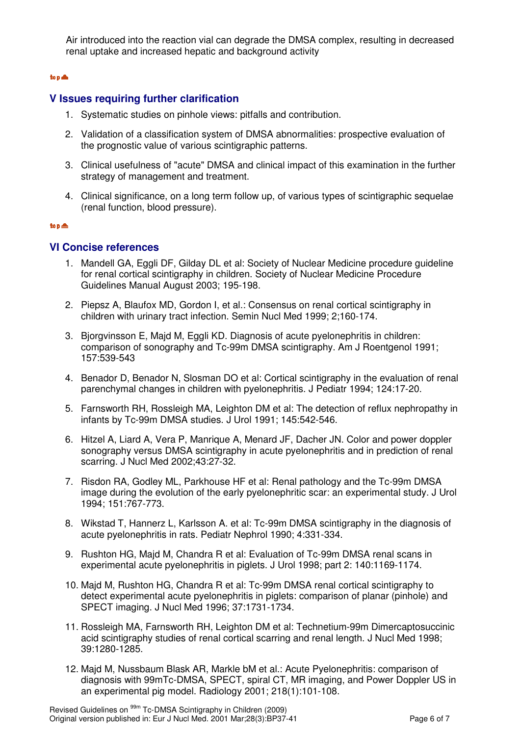Air introduced into the reaction vial can degrade the DMSA complex, resulting in decreased renal uptake and increased hepatic and background activity

## V Issues requiring further clarification

1. Systematic studies on pinhole views: pitfalls and contribution.
2. Validation of a classification system of DMSA abnormalities: prospective evaluation of the prognostic value of various scintigraphic patterns.
3. Clinical usefulness of "acute" DMSA and clinical impact of this examination in the further strategy of management and treatment.
4. Clinical significance, on a long term follow up, of various types of scintigraphic sequelae (renal function, blood pressure).

## VI Concise references

1. Mandell GA, Eggli DF, Gilday DL et al: Society of Nuclear Medicine procedure guideline for renal cortical scintigraphy in children. Society of Nuclear Medicine Procedure Guidelines Manual August 2003; 195-198.
2. Piepsz A, Blaufox MD, Gordon I, et al.: Consensus on renal cortical scintigraphy in children with urinary tract infection. Semin Nucl Med 1999; 2;160-174.
3. Bjorgvinsson E, Majd M, Eggli KD. Diagnosis of acute pyelonephritis in children: comparison of sonography and Tc-99m DMSA scintigraphy. Am J Roentgenol 1991; 157:539-543
4. Benador D, Benador N, Slosman DO et al: Cortical scintigraphy in the evaluation of renal parenchymal changes in children with pyelonephritis. J Pediatr 1994; 124:17-20.
5. Farnsworth RH, Rossleigh MA, Leighton DM et al: The detection of reflux nephropathy in infants by Tc-99m DMSA studies. J Urol 1991; 145:542-546.
6. Hitzel A, Liard A, Vera P, Manrique A, Menard JF, Dacher JN. Color and power doppler sonography versus DMSA scintigraphy in acute pyelonephritis and in prediction of renal scarring. J Nucl Med 2002;43:27-32.
7. Risdon RA, Godley ML, Parkhouse HF et al: Renal pathology and the Tc-99m DMSA image during the evolution of the early pyelonephritic scar: an experimental study. J Urol 1994; 151:767-773.
8. Wikstad T, Hannerz L, Karlsson A. et al: Tc-99m DMSA scintigraphy in the diagnosis of acute pyelonephritis in rats. Pediatr Nephrol 1990; 4:331-334.
9. Rushton HG, Majd M, Chandra R et al: Evaluation of Tc-99m DMSA renal scans in experimental acute pyelonephritis in piglets. J Urol 1998; part 2: 140:1169-1174.
10. Majd M, Rushton HG, Chandra R et al: Tc-99m DMSA renal cortical scintigraphy to detect experimental acute pyelonephritis in piglets: comparison of planar (pinhole) and SPECT imaging. J Nucl Med 1996; 37:1731-1734.
11. Rossleigh MA, Farnsworth RH, Leighton DM et al: Technetium-99m Dimercaptosuccinic acid scintigraphy studies of renal cortical scarring and renal length. J Nucl Med 1998; 39:1280-1285.
12. Majd M, Nussbaum Blask AR, Markle bM et al.: Acute Pyelonephritis: comparison of diagnosis with 99mTc-DMSA, SPECT, spiral CT, MR imaging, and Power Doppler US in an experimental pig model. Radiology 2001; 218(1):101-108.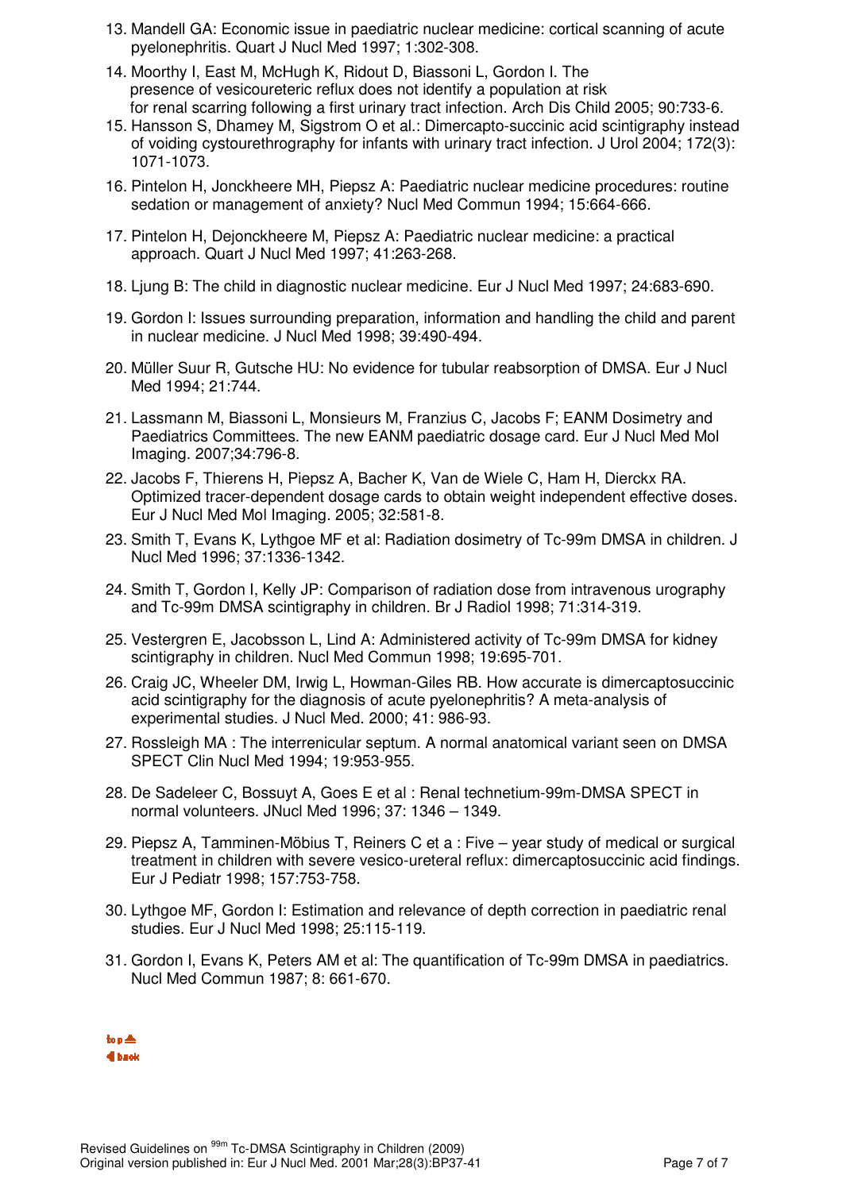13. Mandell GA: Economic issue in paediatric nuclear medicine: cortical scanning of acute pyelonephritis. Quart J Nucl Med 1997; 1:302-308.
14. Moorthy I, East M, McHugh K, Ridout D, Biassoni L, Gordon I. The presence of vesicoureteric reflux does not identify a population at risk for renal scarring following a first urinary tract infection. Arch Dis Child 2005; 90:733-6.
15. Hansson S, Dhamey M, Sigstrom O et al.: Dimercapto-succinic acid scintigraphy instead of voiding cystourethrography for infants with urinary tract infection. J Urol 2004; 172(3): 1071-1073.
16. Pintelon H, Jonckheere MH, Piepsz A: Paediatric nuclear medicine procedures: routine sedation or management of anxiety? Nucl Med Commun 1994; 15:664-666.
17. Pintelon H, Dejonckheere M, Piepsz A: Paediatric nuclear medicine: a practical approach. Quart J Nucl Med 1997; 41:263-268.
18. Ljung B: The child in diagnostic nuclear medicine. Eur J Nucl Med 1997; 24:683-690.
19. Gordon I: Issues surrounding preparation, information and handling the child and parent in nuclear medicine. J Nucl Med 1998; 39:490-494.
20. Müller Suur R, Gutsche HU: No evidence for tubular reabsorption of DMSA. Eur J Nucl Med 1994; 21:744.
21. Lassmann M, Biassoni L, Monsieurs M, Franzius C, Jacobs F; EANM Dosimetry and Paediatrics Committees. The new EANM paediatric dosage card. Eur J Nucl Med Mol Imaging. 2007;34:796-8.
22. Jacobs F, Thierens H, Piepsz A, Bacher K, Van de Wiele C, Ham H, Dierckx RA. Optimized tracer-dependent dosage cards to obtain weight independent effective doses. Eur J Nucl Med Mol Imaging. 2005; 32:581-8.
23. Smith T, Evans K, Lythgoe MF et al: Radiation dosimetry of Tc-99m DMSA in children. J Nucl Med 1996; 37:1336-1342.
24. Smith T, Gordon I, Kelly JP: Comparison of radiation dose from intravenous urography and Tc-99m DMSA scintigraphy in children. Br J Radiol 1998; 71:314-319.
25. Vestergren E, Jacobsson L, Lind A: Administered activity of Tc-99m DMSA for kidney scintigraphy in children. Nucl Med Commun 1998; 19:695-701.
26. Craig JC, Wheeler DM, Irwig L, Howman-Giles RB. How accurate is dimercaptosuccinic acid scintigraphy for the diagnosis of acute pyelonephritis? A meta-analysis of experimental studies. J Nucl Med. 2000; 41: 986-93.
27. Rossleigh MA : The interrenicular septum. A normal anatomical variant seen on DMSA SPECT Clin Nucl Med 1994; 19:953-955.
28. De Sadeleer C, Bossuyt A, Goes E et al : Renal technetium-99m-DMSA SPECT in normal volunteers. JNucl Med 1996; 37: 1346 – 1349.
29. Piepsz A, Tamminen-Möbius T, Reiners C et a : Five – year study of medical or surgical treatment in children with severe vesico-ureteral reflux: dimercaptosuccinic acid findings. Eur J Pediatr 1998; 157:753-758.
30. Lythgoe MF, Gordon I: Estimation and relevance of depth correction in paediatric renal studies. Eur J Nucl Med 1998; 25:115-119.
31. Gordon I, Evans K, Peters AM et al: The quantification of Tc-99m DMSA in paediatrics. Nucl Med Commun 1987; 8: 661-670.

top
back